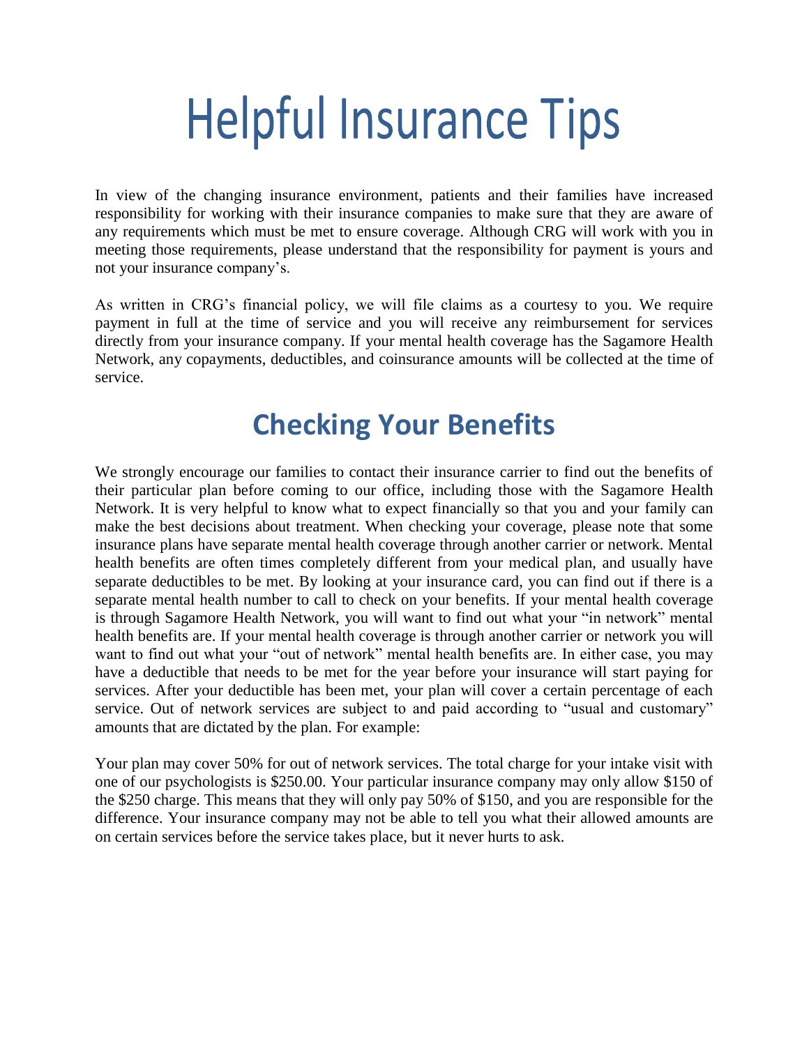# Helpful Insurance Tips

In view of the changing insurance environment, patients and their families have increased responsibility for working with their insurance companies to make sure that they are aware of any requirements which must be met to ensure coverage. Although CRG will work with you in meeting those requirements, please understand that the responsibility for payment is yours and not your insurance company's.

As written in CRG's financial policy, we will file claims as a courtesy to you. We require payment in full at the time of service and you will receive any reimbursement for services directly from your insurance company. If your mental health coverage has the Sagamore Health Network, any copayments, deductibles, and coinsurance amounts will be collected at the time of service.

## Checking Your Benefits

We strongly encourage our families to contact their insurance carrier to find out the benefits of their particular plan before coming to our office, including those with the Sagamore Health Network. It is very helpful to know what to expect financially so that you and your family can make the best decisions about treatment. When checking your coverage, please note that some insurance plans have separate mental health coverage through another carrier or network. Mental health benefits are often times completely different from your medical plan, and usually have separate deductibles to be met. By looking at your insurance card, you can find out if there is a separate mental health number to call to check on your benefits. If your mental health coverage is through Sagamore Health Network, you will want to find out what your "in network" mental health benefits are. If your mental health coverage is through another carrier or network you will want to find out what your "out of network" mental health benefits are. In either case, you may have a deductible that needs to be met for the year before your insurance will start paying for services. After your deductible has been met, your plan will cover a certain percentage of each service. Out of network services are subject to and paid according to "usual and customary" amounts that are dictated by the plan. For example:

Your plan may cover 50% for out of network services. The total charge for your intake visit with one of our psychologists is $250.00. Your particular insurance company may only allow $150 of the $250 charge. This means that they will only pay 50% of $150, and you are responsible for the difference. Your insurance company may not be able to tell you what their allowed amounts are on certain services before the service takes place, but it never hurts to ask.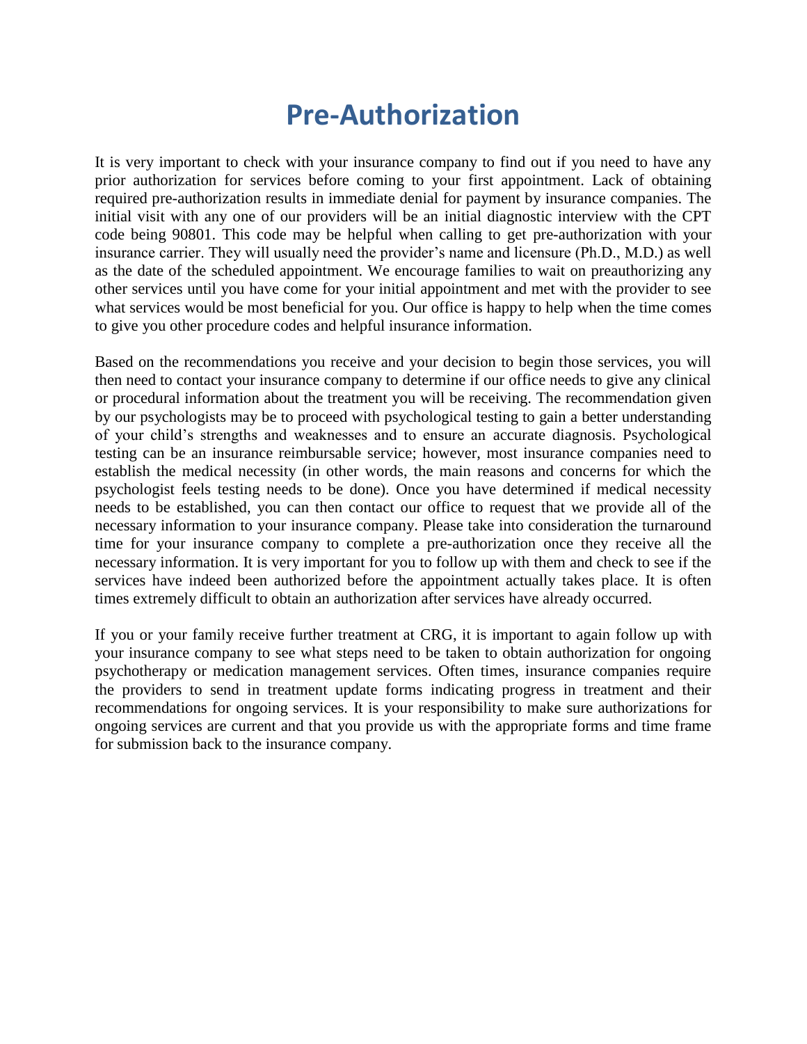# Pre-Authorization

It is very important to check with your insurance company to find out if you need to have any prior authorization for services before coming to your first appointment. Lack of obtaining required pre-authorization results in immediate denial for payment by insurance companies. The initial visit with any one of our providers will be an initial diagnostic interview with the CPT code being 90801. This code may be helpful when calling to get pre-authorization with your insurance carrier. They will usually need the provider's name and licensure (Ph.D., M.D.) as well as the date of the scheduled appointment. We encourage families to wait on preauthorizing any other services until you have come for your initial appointment and met with the provider to see what services would be most beneficial for you. Our office is happy to help when the time comes to give you other procedure codes and helpful insurance information.

Based on the recommendations you receive and your decision to begin those services, you will then need to contact your insurance company to determine if our office needs to give any clinical or procedural information about the treatment you will be receiving. The recommendation given by our psychologists may be to proceed with psychological testing to gain a better understanding of your child's strengths and weaknesses and to ensure an accurate diagnosis. Psychological testing can be an insurance reimbursable service; however, most insurance companies need to establish the medical necessity (in other words, the main reasons and concerns for which the psychologist feels testing needs to be done). Once you have determined if medical necessity needs to be established, you can then contact our office to request that we provide all of the necessary information to your insurance company. Please take into consideration the turnaround time for your insurance company to complete a pre-authorization once they receive all the necessary information. It is very important for you to follow up with them and check to see if the services have indeed been authorized before the appointment actually takes place. It is often times extremely difficult to obtain an authorization after services have already occurred.

If you or your family receive further treatment at CRG, it is important to again follow up with your insurance company to see what steps need to be taken to obtain authorization for ongoing psychotherapy or medication management services. Often times, insurance companies require the providers to send in treatment update forms indicating progress in treatment and their recommendations for ongoing services. It is your responsibility to make sure authorizations for ongoing services are current and that you provide us with the appropriate forms and time frame for submission back to the insurance company.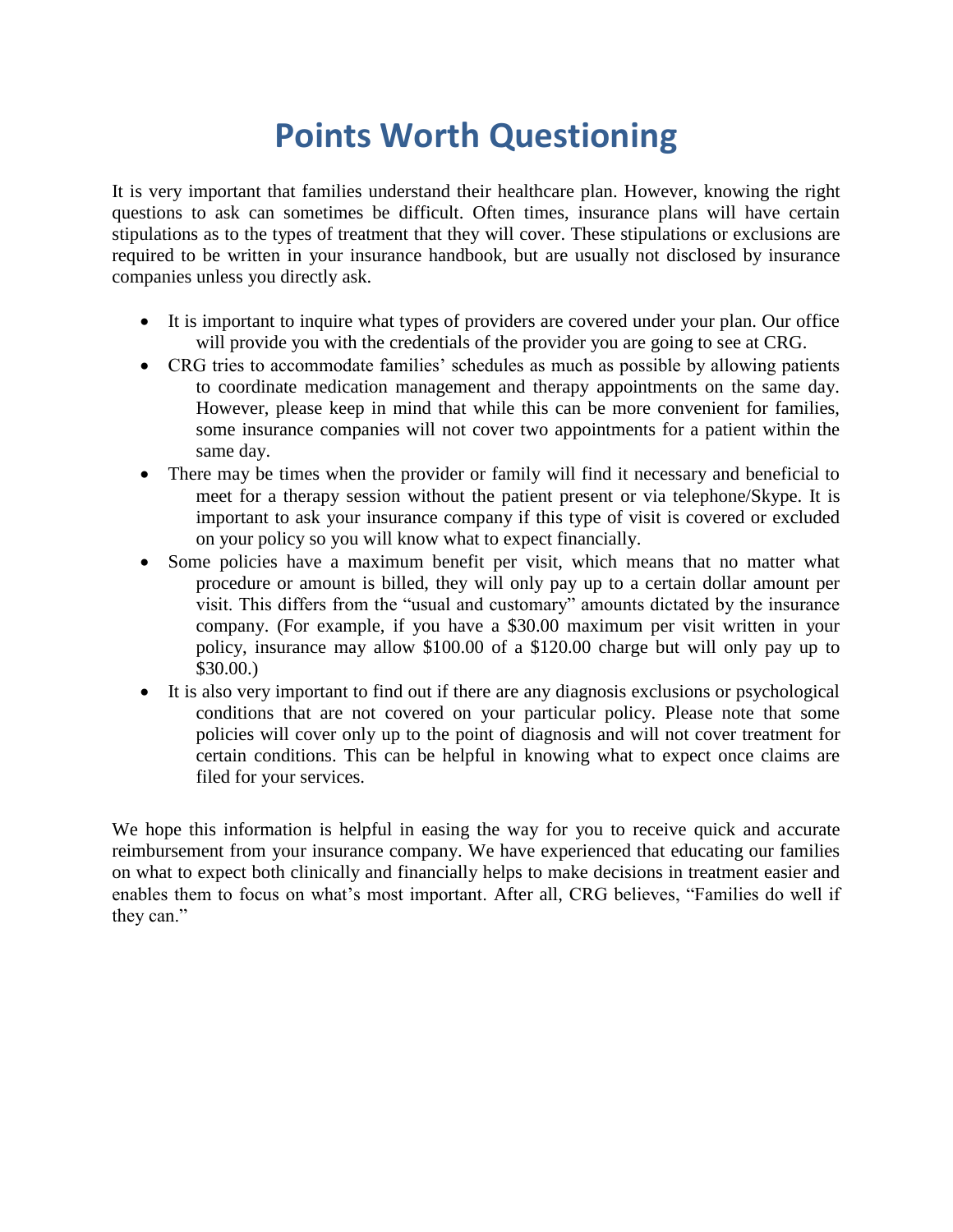# Points Worth Questioning

It is very important that families understand their healthcare plan. However, knowing the right questions to ask can sometimes be difficult. Often times, insurance plans will have certain stipulations as to the types of treatment that they will cover. These stipulations or exclusions are required to be written in your insurance handbook, but are usually not disclosed by insurance companies unless you directly ask.

- It is important to inquire what types of providers are covered under your plan. Our office will provide you with the credentials of the provider you are going to see at CRG.
- CRG tries to accommodate families' schedules as much as possible by allowing patients to coordinate medication management and therapy appointments on the same day. However, please keep in mind that while this can be more convenient for families, some insurance companies will not cover two appointments for a patient within the same day.
- There may be times when the provider or family will find it necessary and beneficial to meet for a therapy session without the patient present or via telephone/Skype. It is important to ask your insurance company if this type of visit is covered or excluded on your policy so you will know what to expect financially.
- Some policies have a maximum benefit per visit, which means that no matter what procedure or amount is billed, they will only pay up to a certain dollar amount per visit. This differs from the "usual and customary" amounts dictated by the insurance company. (For example, if you have a $30.00 maximum per visit written in your policy, insurance may allow $100.00 of a $120.00 charge but will only pay up to $30.00.)
- It is also very important to find out if there are any diagnosis exclusions or psychological conditions that are not covered on your particular policy. Please note that some policies will cover only up to the point of diagnosis and will not cover treatment for certain conditions. This can be helpful in knowing what to expect once claims are filed for your services.

We hope this information is helpful in easing the way for you to receive quick and accurate reimbursement from your insurance company. We have experienced that educating our families on what to expect both clinically and financially helps to make decisions in treatment easier and enables them to focus on what's most important. After all, CRG believes, "Families do well if they can."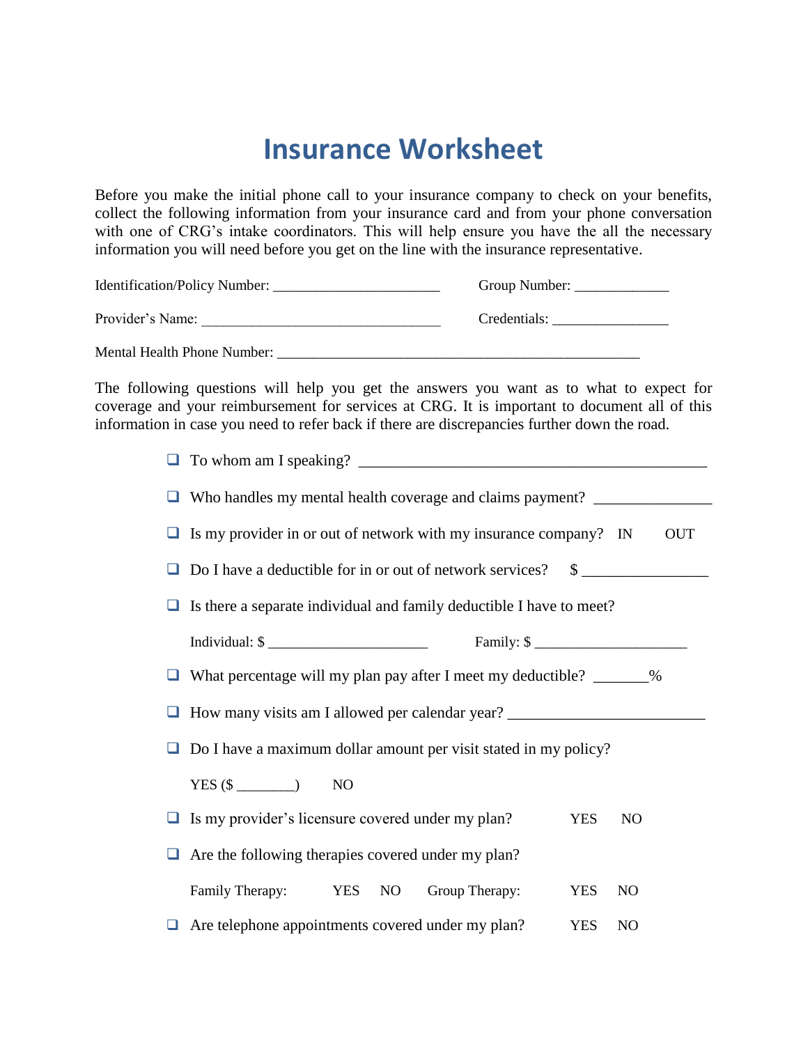# Insurance Worksheet

Before you make the initial phone call to your insurance company to check on your benefits, collect the following information from your insurance card and from your phone conversation with one of CRG's intake coordinators. This will help ensure you have the all the necessary information you will need before you get on the line with the insurance representative.

Identification/Policy Number: ______________________ Group Number: ____________

Provider's Name: ________________________________ Credentials: _______________

Mental Health Phone Number: ________________________________________________

The following questions will help you get the answers you want as to what to expect for coverage and your reimbursement for services at CRG. It is important to document all of this information in case you need to refer back if there are discrepancies further down the road.

- ❑ To whom am I speaking? ____________________________________________
- ❑ Who handles my mental health coverage and claims payment? ______________
- ❑ Is my provider in or out of network with my insurance company? IN OUT
- ❑ Do I have a deductible for in or out of network services? $ _______________
- ❑ Is there a separate individual and family deductible I have to meet?

  Individual: $ _____________________ Family: $ ____________________

- ❑ What percentage will my plan pay after I meet my deductible? _______%
- ❑ How many visits am I allowed per calendar year? ________________________
- ❑ Do I have a maximum dollar amount per visit stated in my policy?

  YES ($ ________) NO

- ❑ Is my provider's licensure covered under my plan? YES NO
- ❑ Are the following therapies covered under my plan?

  Family Therapy: YES NO Group Therapy: YES NO

- ❑ Are telephone appointments covered under my plan? YES NO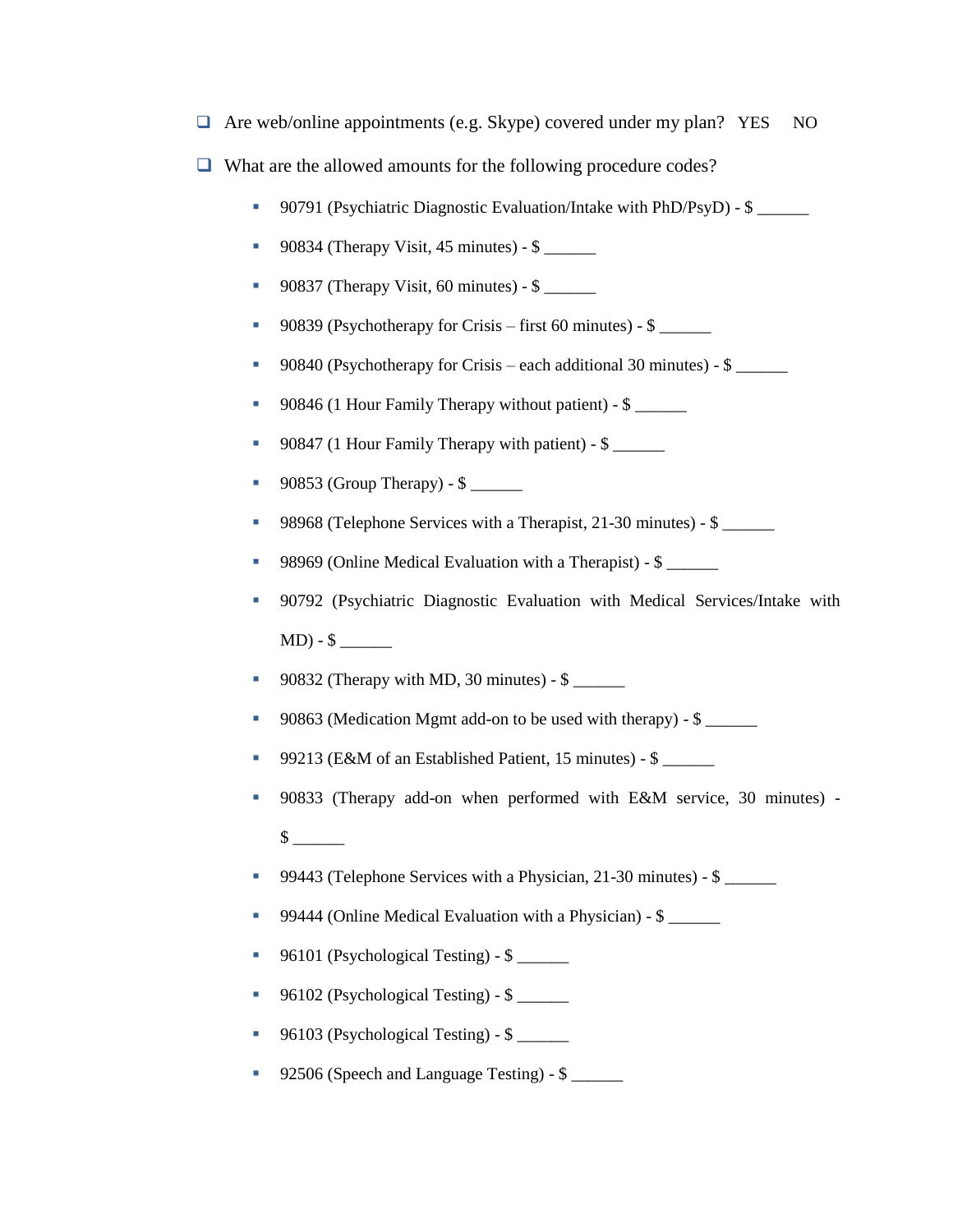- [ ] Are web/online appointments (e.g. Skype) covered under my plan?   YES     NO
- [ ] What are the allowed amounts for the following procedure codes?
    - 90791 (Psychiatric Diagnostic Evaluation/Intake with PhD/PsyD) - $ ______
    - 90834 (Therapy Visit, 45 minutes) - $ ______
    - 90837 (Therapy Visit, 60 minutes) - $ ______
    - 90839 (Psychotherapy for Crisis – first 60 minutes) - $ ______
    - 90840 (Psychotherapy for Crisis – each additional 30 minutes) - $ ______
    - 90846 (1 Hour Family Therapy without patient) - $ ______
    - 90847 (1 Hour Family Therapy with patient) - $ ______
    - 90853 (Group Therapy) - $ ______
    - 98968 (Telephone Services with a Therapist, 21-30 minutes) - $ ______
    - 98969 (Online Medical Evaluation with a Therapist) - $ ______
    - 90792 (Psychiatric Diagnostic Evaluation with Medical Services/Intake with MD) - $ ______
    - 90832 (Therapy with MD, 30 minutes) - $ ______
    - 90863 (Medication Mgmt add-on to be used with therapy) - $ ______
    - 99213 (E&M of an Established Patient, 15 minutes) - $ ______
    - 90833 (Therapy add-on when performed with E&M service, 30 minutes) - $ ______
    - 99443 (Telephone Services with a Physician, 21-30 minutes) - $ ______
    - 99444 (Online Medical Evaluation with a Physician) - $ ______
    - 96101 (Psychological Testing) - $ ______
    - 96102 (Psychological Testing) - $ ______
    - 96103 (Psychological Testing) - $ ______
    - 92506 (Speech and Language Testing) - $ ______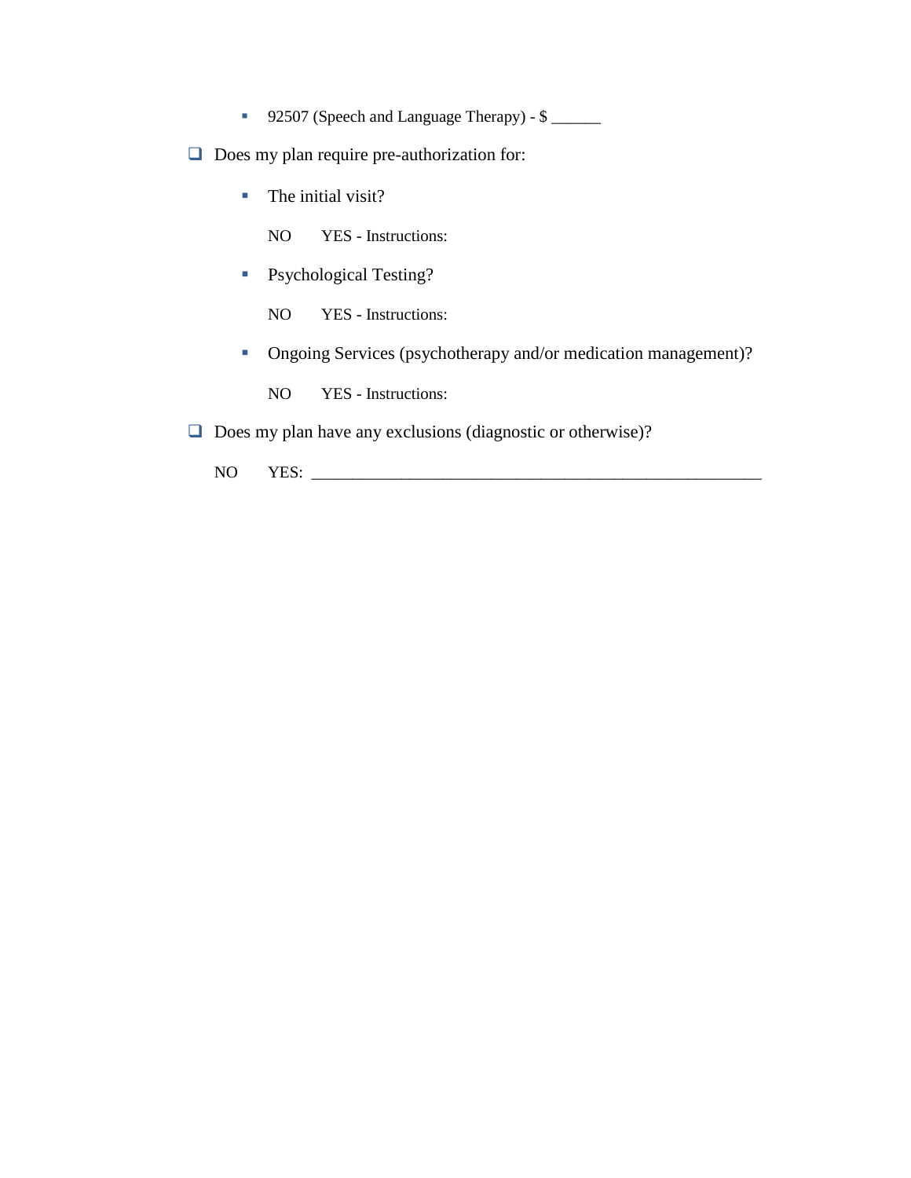- 92507 (Speech and Language Therapy) - $ ______

- ❑ Does my plan require pre-authorization for:

  - The initial visit?

    NO    YES - Instructions:

  - Psychological Testing?

    NO    YES - Instructions:

  - Ongoing Services (psychotherapy and/or medication management)?

    NO    YES - Instructions:

- ❑ Does my plan have any exclusions (diagnostic or otherwise)?

  NO    YES: ____________________________________________________________